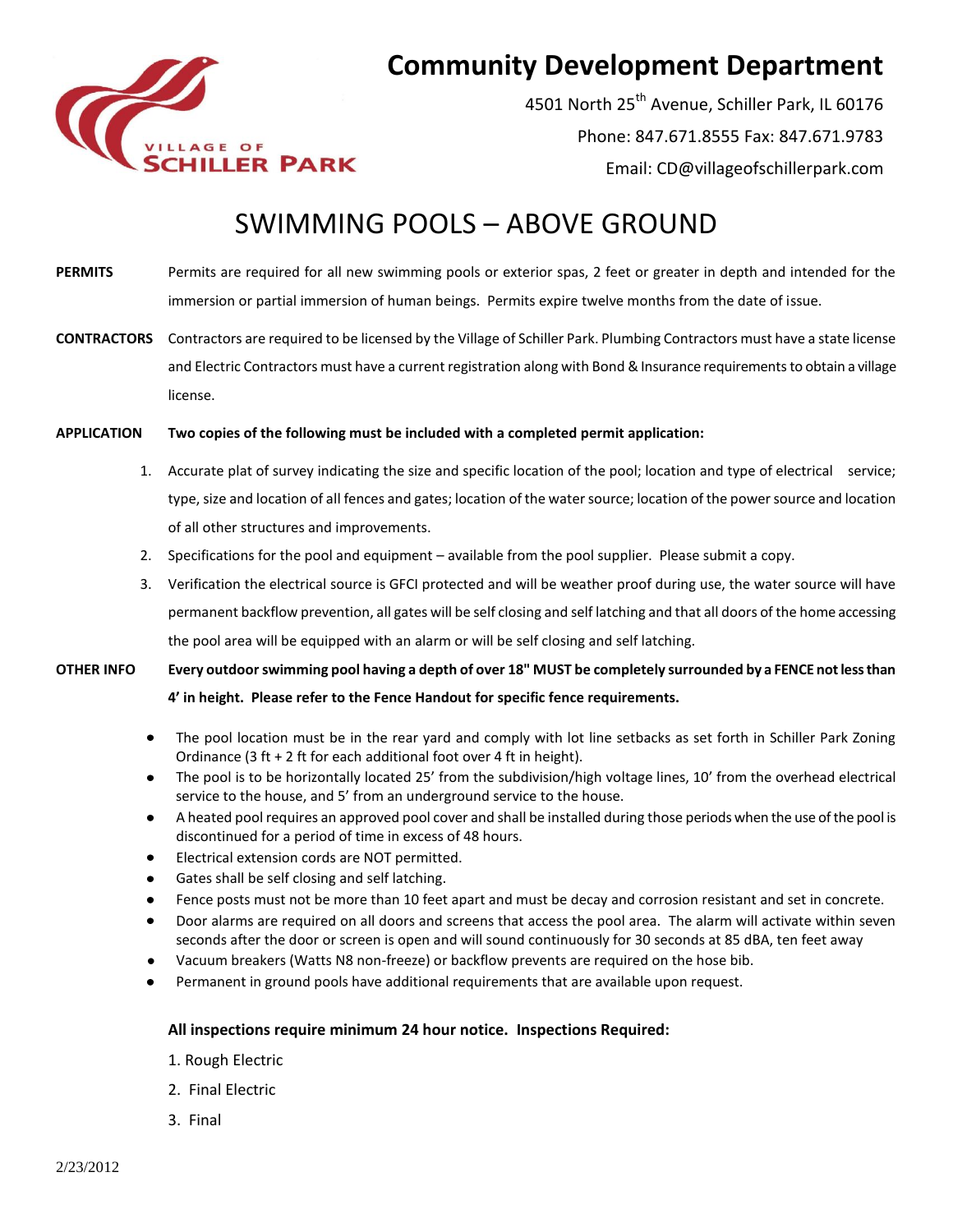# Community Development Department

4501 North 25th Avenue, Schiller Park, IL 60176

Phone: 847.671.8555 Fax: 847.671.9783

Email: CD@villageofschillerpark.com

## SWIMMING POOLS – ABOVE GROUND

**PERMITS** Permits are required for all new swimming pools or exterior spas, 2 feet or greater in depth and intended for the immersion or partial immersion of human beings. Permits expire twelve months from the date of issue.

**CONTRACTORS** Contractors are required to be licensed by the Village of Schiller Park. Plumbing Contractors must have a state license and Electric Contractors must have a current registration along with Bond & Insurance requirements to obtain a village license.

**APPLICATION** **Two copies of the following must be included with a completed permit application:**

1. Accurate plat of survey indicating the size and specific location of the pool; location and type of electrical service; type, size and location of all fences and gates; location of the water source; location of the power source and location of all other structures and improvements.
2. Specifications for the pool and equipment – available from the pool supplier. Please submit a copy.
3. Verification the electrical source is GFCI protected and will be weather proof during use, the water source will have permanent backflow prevention, all gates will be self closing and self latching and that all doors of the home accessing the pool area will be equipped with an alarm or will be self closing and self latching.

**OTHER INFO** **Every outdoor swimming pool having a depth of over 18" MUST be completely surrounded by a FENCE not less than 4' in height. Please refer to the Fence Handout for specific fence requirements.**

- The pool location must be in the rear yard and comply with lot line setbacks as set forth in Schiller Park Zoning Ordinance (3 ft + 2 ft for each additional foot over 4 ft in height).
- The pool is to be horizontally located 25' from the subdivision/high voltage lines, 10' from the overhead electrical service to the house, and 5' from an underground service to the house.
- A heated pool requires an approved pool cover and shall be installed during those periods when the use of the pool is discontinued for a period of time in excess of 48 hours.
- Electrical extension cords are NOT permitted.
- Gates shall be self closing and self latching.
- Fence posts must not be more than 10 feet apart and must be decay and corrosion resistant and set in concrete.
- Door alarms are required on all doors and screens that access the pool area. The alarm will activate within seven seconds after the door or screen is open and will sound continuously for 30 seconds at 85 dBA, ten feet away
- Vacuum breakers (Watts N8 non-freeze) or backflow prevents are required on the hose bib.
- Permanent in ground pools have additional requirements that are available upon request.

**All inspections require minimum 24 hour notice. Inspections Required:**

1. Rough Electric
2. Final Electric
3. Final

2/23/2012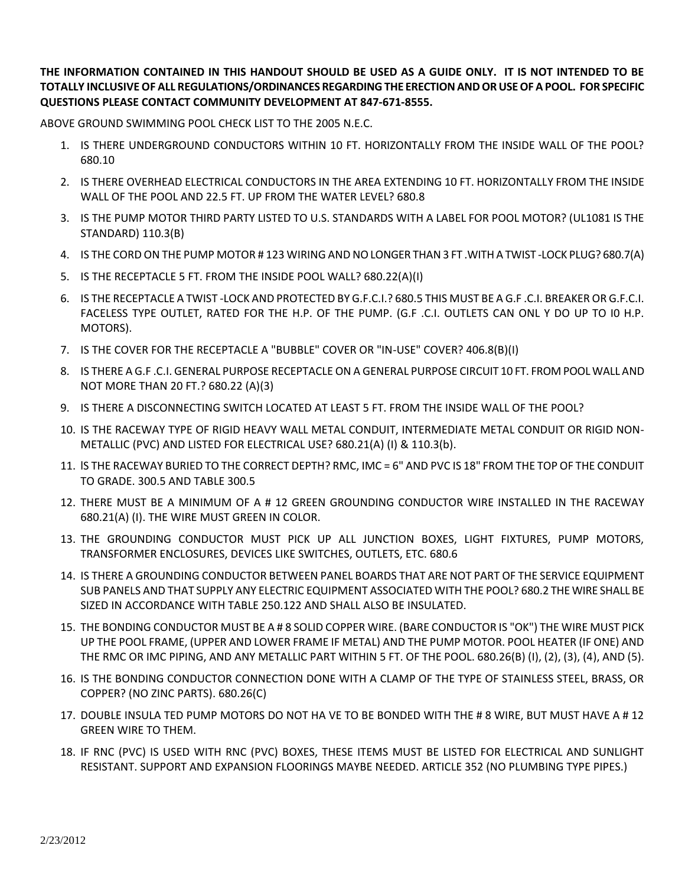**THE INFORMATION CONTAINED IN THIS HANDOUT SHOULD BE USED AS A GUIDE ONLY. IT IS NOT INTENDED TO BE TOTALLY INCLUSIVE OF ALL REGULATIONS/ORDINANCES REGARDING THE ERECTION AND OR USE OF A POOL. FOR SPECIFIC QUESTIONS PLEASE CONTACT COMMUNITY DEVELOPMENT AT 847-671-8555.**

ABOVE GROUND SWIMMING POOL CHECK LIST TO THE 2005 N.E.C.

1. IS THERE UNDERGROUND CONDUCTORS WITHIN 10 FT. HORIZONTALLY FROM THE INSIDE WALL OF THE POOL? 680.10
2. IS THERE OVERHEAD ELECTRICAL CONDUCTORS IN THE AREA EXTENDING 10 FT. HORIZONTALLY FROM THE INSIDE WALL OF THE POOL AND 22.5 FT. UP FROM THE WATER LEVEL? 680.8
3. IS THE PUMP MOTOR THIRD PARTY LISTED TO U.S. STANDARDS WITH A LABEL FOR POOL MOTOR? (UL1081 IS THE STANDARD) 110.3(B)
4. IS THE CORD ON THE PUMP MOTOR # 123 WIRING AND NO LONGER THAN 3 FT .WITH A TWIST -LOCK PLUG? 680.7(A)
5. IS THE RECEPTACLE 5 FT. FROM THE INSIDE POOL WALL? 680.22(A)(I)
6. IS THE RECEPTACLE A TWIST -LOCK AND PROTECTED BY G.F.C.I.? 680.5 THIS MUST BE A G.F .C.I. BREAKER OR G.F.C.I. FACELESS TYPE OUTLET, RATED FOR THE H.P. OF THE PUMP. (G.F .C.I. OUTLETS CAN ONL Y DO UP TO I0 H.P. MOTORS).
7. IS THE COVER FOR THE RECEPTACLE A "BUBBLE" COVER OR "IN-USE" COVER? 406.8(B)(I)
8. IS THERE A G.F .C.I. GENERAL PURPOSE RECEPTACLE ON A GENERAL PURPOSE CIRCUIT 10 FT. FROM POOL WALL AND NOT MORE THAN 20 FT.? 680.22 (A)(3)
9. IS THERE A DISCONNECTING SWITCH LOCATED AT LEAST 5 FT. FROM THE INSIDE WALL OF THE POOL?
10. IS THE RACEWAY TYPE OF RIGID HEAVY WALL METAL CONDUIT, INTERMEDIATE METAL CONDUIT OR RIGID NON-METALLIC (PVC) AND LISTED FOR ELECTRICAL USE? 680.21(A) (I) & 110.3(b).
11. IS THE RACEWAY BURIED TO THE CORRECT DEPTH? RMC, IMC = 6" AND PVC IS 18" FROM THE TOP OF THE CONDUIT TO GRADE. 300.5 AND TABLE 300.5
12. THERE MUST BE A MINIMUM OF A # 12 GREEN GROUNDING CONDUCTOR WIRE INSTALLED IN THE RACEWAY 680.21(A) (I). THE WIRE MUST GREEN IN COLOR.
13. THE GROUNDING CONDUCTOR MUST PICK UP ALL JUNCTION BOXES, LIGHT FIXTURES, PUMP MOTORS, TRANSFORMER ENCLOSURES, DEVICES LIKE SWITCHES, OUTLETS, ETC. 680.6
14. IS THERE A GROUNDING CONDUCTOR BETWEEN PANEL BOARDS THAT ARE NOT PART OF THE SERVICE EQUIPMENT SUB PANELS AND THAT SUPPLY ANY ELECTRIC EQUIPMENT ASSOCIATED WITH THE POOL? 680.2 THE WIRE SHALL BE SIZED IN ACCORDANCE WITH TABLE 250.122 AND SHALL ALSO BE INSULATED.
15. THE BONDING CONDUCTOR MUST BE A # 8 SOLID COPPER WIRE. (BARE CONDUCTOR IS "OK") THE WIRE MUST PICK UP THE POOL FRAME, (UPPER AND LOWER FRAME IF METAL) AND THE PUMP MOTOR. POOL HEATER (IF ONE) AND THE RMC OR IMC PIPING, AND ANY METALLIC PART WITHIN 5 FT. OF THE POOL. 680.26(B) (I), (2), (3), (4), AND (5).
16. IS THE BONDING CONDUCTOR CONNECTION DONE WITH A CLAMP OF THE TYPE OF STAINLESS STEEL, BRASS, OR COPPER? (NO ZINC PARTS). 680.26(C)
17. DOUBLE INSULA TED PUMP MOTORS DO NOT HA VE TO BE BONDED WITH THE # 8 WIRE, BUT MUST HAVE A # 12 GREEN WIRE TO THEM.
18. IF RNC (PVC) IS USED WITH RNC (PVC) BOXES, THESE ITEMS MUST BE LISTED FOR ELECTRICAL AND SUNLIGHT RESISTANT. SUPPORT AND EXPANSION FLOORINGS MAYBE NEEDED. ARTICLE 352 (NO PLUMBING TYPE PIPES.)

2/23/2012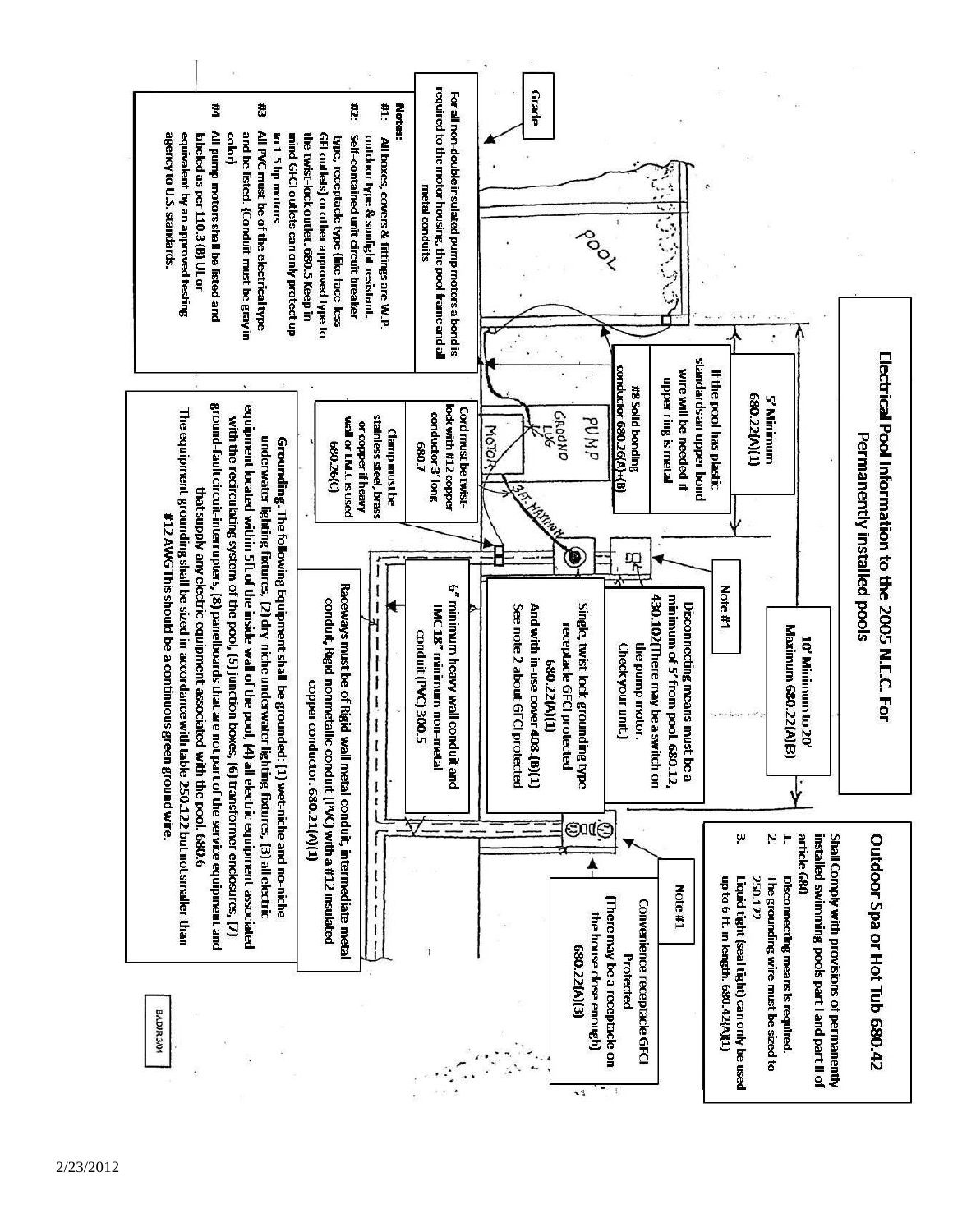# Electrical Pool Information to the 2005 N.E.C. For Permanently installed pools

## Outdoor Spa or Hot Tub 680.42

Shall Comply with provisions of permanently installed swimming pools part I and part II of article 680

1. Disconnecting means is required.
2. The grounding wire must be sized to 250.122
3. Liquid tight (seal tight) can only be used up to 6 ft. in length. 680.42(A)(1)

5' Minimum 680.22(A)(1)

10' Minimum to 20' Maximum 680.22(A)(3)

If the pool has plastic standards an upper bond wire will be needed if upper ring is metal

#8 Solid bonding conductor 680.26(A)+(B)

Note #1

Disconnecting means must be a minimum of 5' from pool. 680.12, 430.102(There may be a switch on the pump motor. Check your unit.)

Single, twist-lock grounding type receptacle GFCI protected 680.22(A)(1) And with in-use cover 408.(B)(1) See note 2 about GFCI protected

Note #1

Convenience receptacle GFCI Protected (There may be a receptacle on the house close enough) 680.22(A)(3)

Cord must be twist-lock with #12 copper conductor 3' long 680.7

Clamp must be stainless steel, brass or copper if heavy wall or I.M.C is used 680.26(C)

6" minimum heavy wall conduit and IMC 18" minimum non-metal conduit (PVC) 300.5

Raceways must be of Rigid wall metal conduit, intermediate metal conduit, Rigid nonmetallic conduit (PVC) with a #12 insulated copper conductor. 680.21(A)(1)

Grade

POOL

PUMP

GROUND LUG

MOTOR

3 ft. MAXIMUM

For all non-double insulated pump motors a bond is required to the motor housing, the pool frame and all metal conduits

**Notes:**

#1: All boxes, covers & fittings are W.P. outdoor type & sunlight resistant.

#2: Self-contained unit circuit breaker type, receptacle type (like face-less GFI outlets) or other approved type to the twist-lock outlet. 680.5 Keep in mind GFCI outlets can only protect up to 1.5 hp motors.

#3 All PVC must be of the electrical type and be listed. (Conduit must be gray in color)

#4 All pump motors shall be listed and labeled as per 110.3 (B) UL or equivalent by an approved testing agency to U.S. standards.

**Grounding.** The following Equipment shall be grounded: (1) wet-niche and no-niche underwater lighting fixtures, (2) dry-niche underwater lighting fixtures, (3) all electric equipment located within 5ft of the inside wall of the pool, (4) all electric equipment associated with the recirculating system of the pool, (5) junction boxes, (6) transformer enclosures, (7) ground-fault circuit-interrupters, (8) panelboards that are not part of the service equipment and that supply any electric equipment associated with the pool. 680.6

The equipment grounding shall be sized in accordance with table 250.122 but not smaller than #12 AWG This should be a continuous green ground wire.

BADJR304

2/23/2012